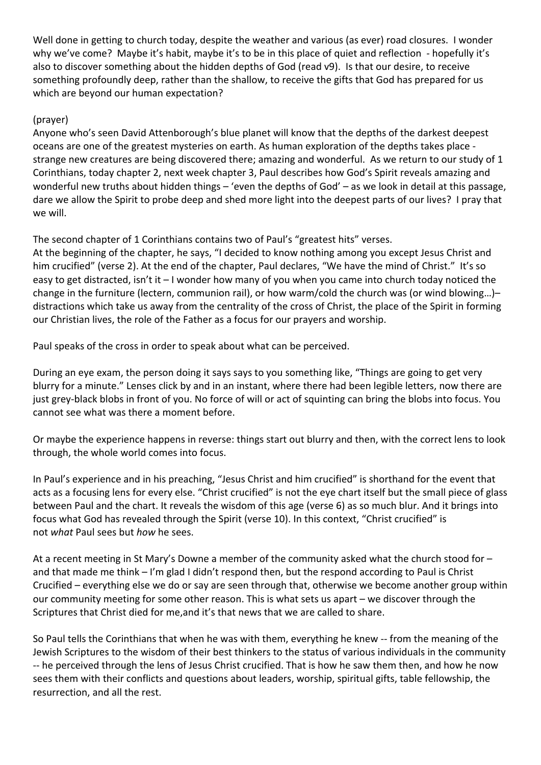Well done in getting to church today, despite the weather and various (as ever) road closures. I wonder why we've come? Maybe it's habit, maybe it's to be in this place of quiet and reflection - hopefully it's also to discover something about the hidden depths of God (read v9). Is that our desire, to receive something profoundly deep, rather than the shallow, to receive the gifts that God has prepared for us which are beyond our human expectation?

(prayer)
Anyone who's seen David Attenborough's blue planet will know that the depths of the darkest deepest oceans are one of the greatest mysteries on earth. As human exploration of the depths takes place - strange new creatures are being discovered there; amazing and wonderful. As we return to our study of 1 Corinthians, today chapter 2, next week chapter 3, Paul describes how God's Spirit reveals amazing and wonderful new truths about hidden things – 'even the depths of God' – as we look in detail at this passage, dare we allow the Spirit to probe deep and shed more light into the deepest parts of our lives? I pray that we will.

The second chapter of 1 Corinthians contains two of Paul's "greatest hits" verses.
At the beginning of the chapter, he says, "I decided to know nothing among you except Jesus Christ and him crucified" (verse 2). At the end of the chapter, Paul declares, "We have the mind of Christ." It's so easy to get distracted, isn't it – I wonder how many of you when you came into church today noticed the change in the furniture (lectern, communion rail), or how warm/cold the church was (or wind blowing…)– distractions which take us away from the centrality of the cross of Christ, the place of the Spirit in forming our Christian lives, the role of the Father as a focus for our prayers and worship.

Paul speaks of the cross in order to speak about what can be perceived.

During an eye exam, the person doing it says says to you something like, "Things are going to get very blurry for a minute." Lenses click by and in an instant, where there had been legible letters, now there are just grey-black blobs in front of you. No force of will or act of squinting can bring the blobs into focus. You cannot see what was there a moment before.

Or maybe the experience happens in reverse: things start out blurry and then, with the correct lens to look through, the whole world comes into focus.

In Paul's experience and in his preaching, "Jesus Christ and him crucified" is shorthand for the event that acts as a focusing lens for every else. "Christ crucified" is not the eye chart itself but the small piece of glass between Paul and the chart. It reveals the wisdom of this age (verse 6) as so much blur. And it brings into focus what God has revealed through the Spirit (verse 10). In this context, "Christ crucified" is not *what* Paul sees but *how* he sees.

At a recent meeting in St Mary's Downe a member of the community asked what the church stood for – and that made me think – I'm glad I didn't respond then, but the respond according to Paul is Christ Crucified – everything else we do or say are seen through that, otherwise we become another group within our community meeting for some other reason. This is what sets us apart – we discover through the Scriptures that Christ died for me,and it's that news that we are called to share.

So Paul tells the Corinthians that when he was with them, everything he knew -- from the meaning of the Jewish Scriptures to the wisdom of their best thinkers to the status of various individuals in the community -- he perceived through the lens of Jesus Christ crucified. That is how he saw them then, and how he now sees them with their conflicts and questions about leaders, worship, spiritual gifts, table fellowship, the resurrection, and all the rest.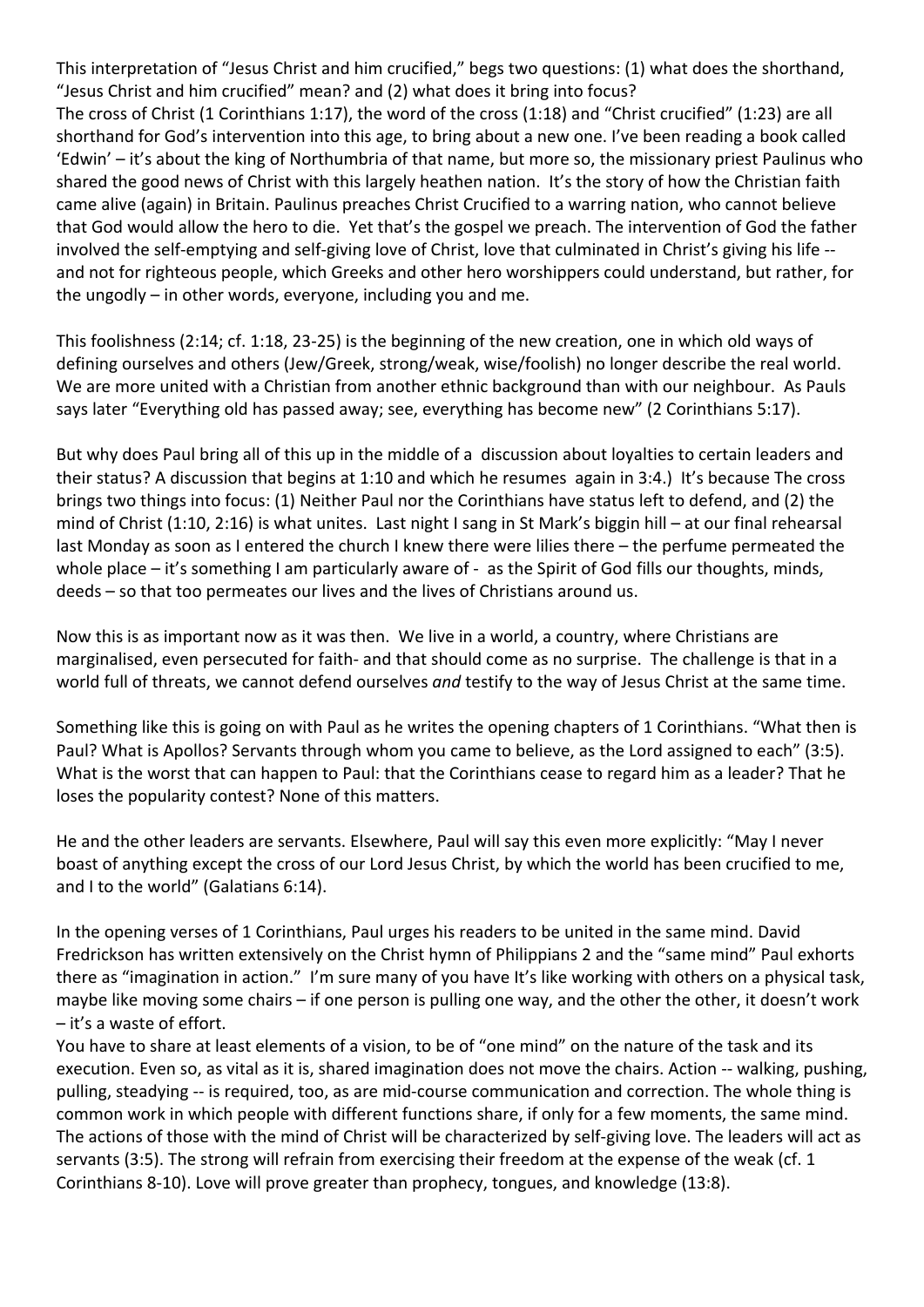This interpretation of "Jesus Christ and him crucified," begs two questions: (1) what does the shorthand, "Jesus Christ and him crucified" mean? and (2) what does it bring into focus?
The cross of Christ (1 Corinthians 1:17), the word of the cross (1:18) and "Christ crucified" (1:23) are all shorthand for God's intervention into this age, to bring about a new one. I've been reading a book called 'Edwin' – it's about the king of Northumbria of that name, but more so, the missionary priest Paulinus who shared the good news of Christ with this largely heathen nation. It's the story of how the Christian faith came alive (again) in Britain. Paulinus preaches Christ Crucified to a warring nation, who cannot believe that God would allow the hero to die. Yet that's the gospel we preach. The intervention of God the father involved the self-emptying and self-giving love of Christ, love that culminated in Christ's giving his life -- and not for righteous people, which Greeks and other hero worshippers could understand, but rather, for the ungodly – in other words, everyone, including you and me.

This foolishness (2:14; cf. 1:18, 23-25) is the beginning of the new creation, one in which old ways of defining ourselves and others (Jew/Greek, strong/weak, wise/foolish) no longer describe the real world. We are more united with a Christian from another ethnic background than with our neighbour. As Pauls says later "Everything old has passed away; see, everything has become new" (2 Corinthians 5:17).

But why does Paul bring all of this up in the middle of a discussion about loyalties to certain leaders and their status? A discussion that begins at 1:10 and which he resumes again in 3:4.) It's because The cross brings two things into focus: (1) Neither Paul nor the Corinthians have status left to defend, and (2) the mind of Christ (1:10, 2:16) is what unites. Last night I sang in St Mark's biggin hill – at our final rehearsal last Monday as soon as I entered the church I knew there were lilies there – the perfume permeated the whole place – it's something I am particularly aware of - as the Spirit of God fills our thoughts, minds, deeds – so that too permeates our lives and the lives of Christians around us.

Now this is as important now as it was then. We live in a world, a country, where Christians are marginalised, even persecuted for faith- and that should come as no surprise. The challenge is that in a world full of threats, we cannot defend ourselves *and* testify to the way of Jesus Christ at the same time.

Something like this is going on with Paul as he writes the opening chapters of 1 Corinthians. "What then is Paul? What is Apollos? Servants through whom you came to believe, as the Lord assigned to each" (3:5). What is the worst that can happen to Paul: that the Corinthians cease to regard him as a leader? That he loses the popularity contest? None of this matters.

He and the other leaders are servants. Elsewhere, Paul will say this even more explicitly: "May I never boast of anything except the cross of our Lord Jesus Christ, by which the world has been crucified to me, and I to the world" (Galatians 6:14).

In the opening verses of 1 Corinthians, Paul urges his readers to be united in the same mind. David Fredrickson has written extensively on the Christ hymn of Philippians 2 and the "same mind" Paul exhorts there as "imagination in action." I'm sure many of you have It's like working with others on a physical task, maybe like moving some chairs – if one person is pulling one way, and the other the other, it doesn't work – it's a waste of effort.
You have to share at least elements of a vision, to be of "one mind" on the nature of the task and its execution. Even so, as vital as it is, shared imagination does not move the chairs. Action -- walking, pushing, pulling, steadying -- is required, too, as are mid-course communication and correction. The whole thing is common work in which people with different functions share, if only for a few moments, the same mind. The actions of those with the mind of Christ will be characterized by self-giving love. The leaders will act as servants (3:5). The strong will refrain from exercising their freedom at the expense of the weak (cf. 1 Corinthians 8-10). Love will prove greater than prophecy, tongues, and knowledge (13:8).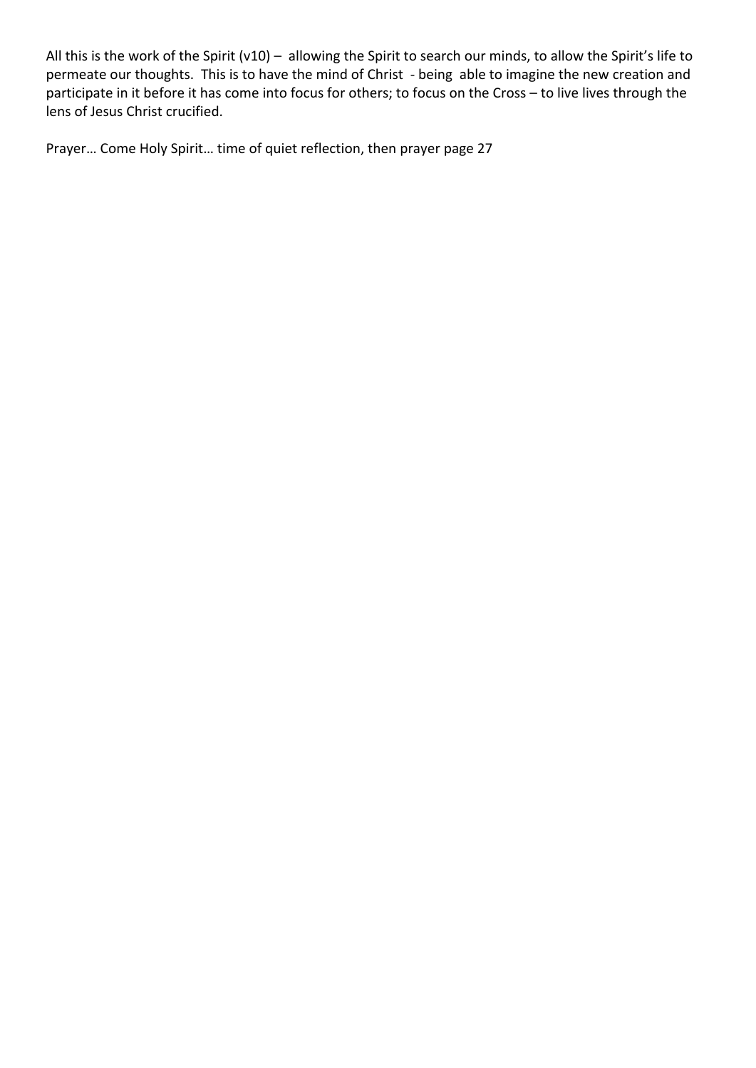All this is the work of the Spirit (v10) – allowing the Spirit to search our minds, to allow the Spirit's life to permeate our thoughts. This is to have the mind of Christ - being able to imagine the new creation and participate in it before it has come into focus for others; to focus on the Cross – to live lives through the lens of Jesus Christ crucified.

Prayer… Come Holy Spirit… time of quiet reflection, then prayer page 27